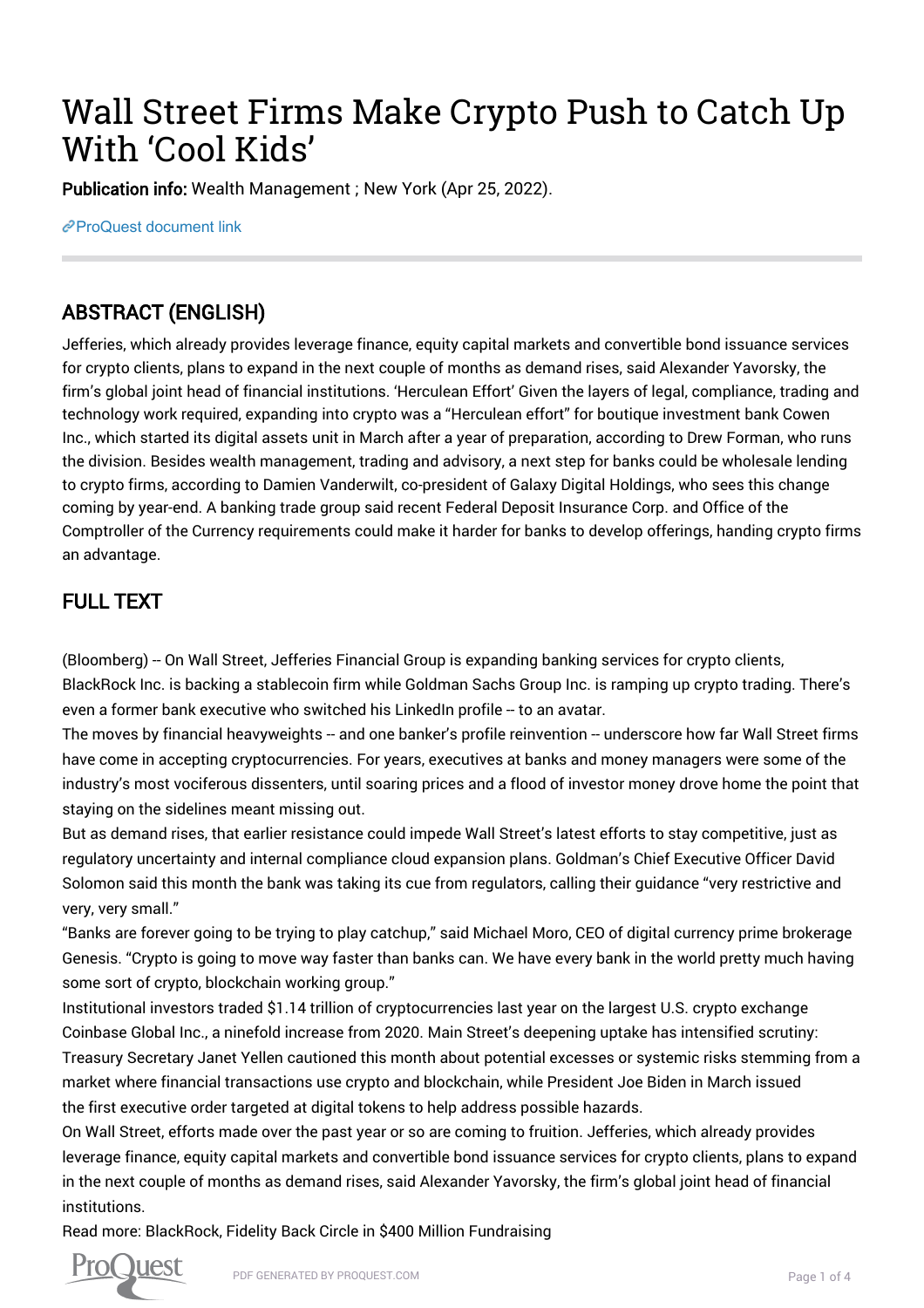# Wall Street Firms Make Crypto Push to Catch Up With 'Cool Kids'

**Publication info:** Wealth Management ; New York (Apr 25, 2022).

ProQuest document link

## ABSTRACT (ENGLISH)

Jefferies, which already provides leverage finance, equity capital markets and convertible bond issuance services for crypto clients, plans to expand in the next couple of months as demand rises, said Alexander Yavorsky, the firm's global joint head of financial institutions. 'Herculean Effort' Given the layers of legal, compliance, trading and technology work required, expanding into crypto was a "Herculean effort" for boutique investment bank Cowen Inc., which started its digital assets unit in March after a year of preparation, according to Drew Forman, who runs the division. Besides wealth management, trading and advisory, a next step for banks could be wholesale lending to crypto firms, according to Damien Vanderwilt, co-president of Galaxy Digital Holdings, who sees this change coming by year-end. A banking trade group said recent Federal Deposit Insurance Corp. and Office of the Comptroller of the Currency requirements could make it harder for banks to develop offerings, handing crypto firms an advantage.

## FULL TEXT

(Bloomberg) -- On Wall Street, Jefferies Financial Group is expanding banking services for crypto clients, BlackRock Inc. is backing a stablecoin firm while Goldman Sachs Group Inc. is ramping up crypto trading. There's even a former bank executive who switched his LinkedIn profile -- to an avatar.

The moves by financial heavyweights -- and one banker's profile reinvention -- underscore how far Wall Street firms have come in accepting cryptocurrencies. For years, executives at banks and money managers were some of the industry's most vociferous dissenters, until soaring prices and a flood of investor money drove home the point that staying on the sidelines meant missing out.

But as demand rises, that earlier resistance could impede Wall Street's latest efforts to stay competitive, just as regulatory uncertainty and internal compliance cloud expansion plans. Goldman's Chief Executive Officer David Solomon said this month the bank was taking its cue from regulators, calling their guidance "very restrictive and very, very small."

"Banks are forever going to be trying to play catchup," said Michael Moro, CEO of digital currency prime brokerage Genesis. "Crypto is going to move way faster than banks can. We have every bank in the world pretty much having some sort of crypto, blockchain working group."

Institutional investors traded $1.14 trillion of cryptocurrencies last year on the largest U.S. crypto exchange Coinbase Global Inc., a ninefold increase from 2020. Main Street's deepening uptake has intensified scrutiny: Treasury Secretary Janet Yellen cautioned this month about potential excesses or systemic risks stemming from a market where financial transactions use crypto and blockchain, while President Joe Biden in March issued the first executive order targeted at digital tokens to help address possible hazards.

On Wall Street, efforts made over the past year or so are coming to fruition. Jefferies, which already provides leverage finance, equity capital markets and convertible bond issuance services for crypto clients, plans to expand in the next couple of months as demand rises, said Alexander Yavorsky, the firm's global joint head of financial institutions.

Read more: BlackRock, Fidelity Back Circle in $400 Million Fundraising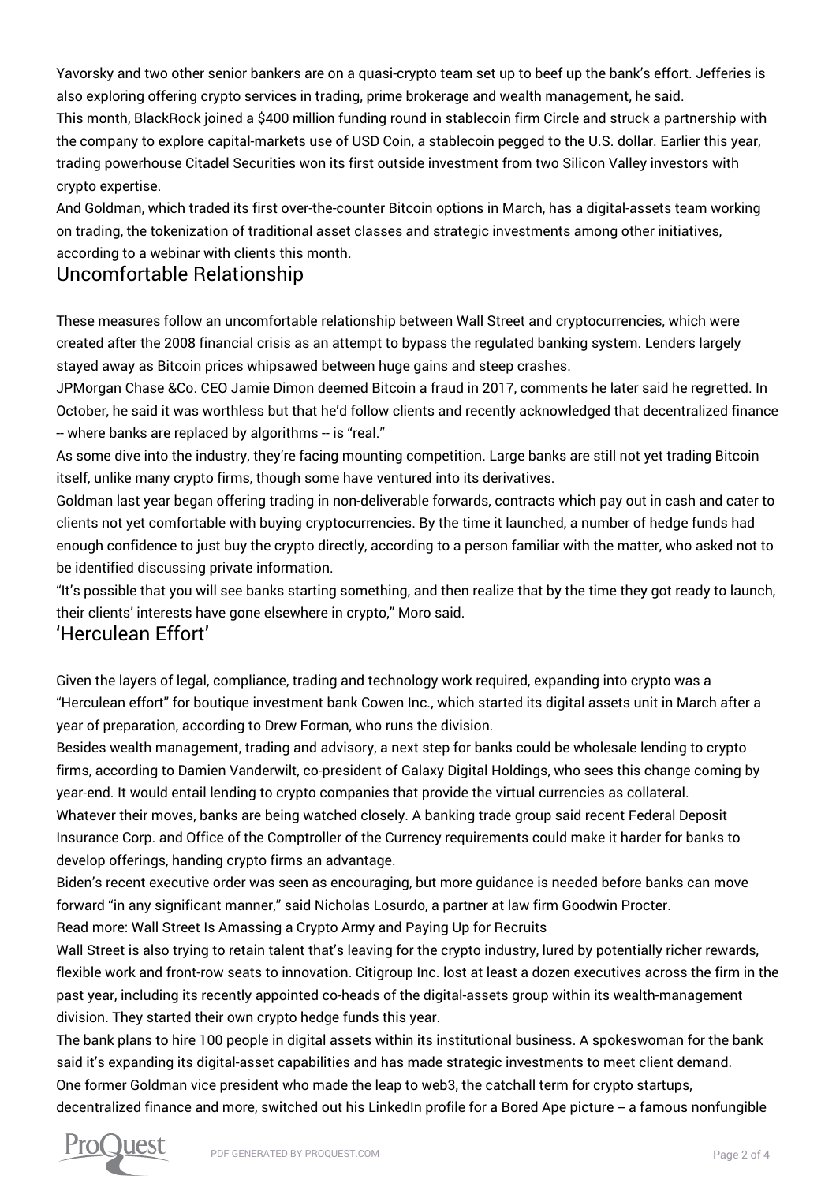Yavorsky and two other senior bankers are on a quasi-crypto team set up to beef up the bank's effort. Jefferies is also exploring offering crypto services in trading, prime brokerage and wealth management, he said.

This month, BlackRock joined a $400 million funding round in stablecoin firm Circle and struck a partnership with the company to explore capital-markets use of USD Coin, a stablecoin pegged to the U.S. dollar. Earlier this year, trading powerhouse Citadel Securities won its first outside investment from two Silicon Valley investors with crypto expertise.

And Goldman, which traded its first over-the-counter Bitcoin options in March, has a digital-assets team working on trading, the tokenization of traditional asset classes and strategic investments among other initiatives, according to a webinar with clients this month.

## Uncomfortable Relationship

These measures follow an uncomfortable relationship between Wall Street and cryptocurrencies, which were created after the 2008 financial crisis as an attempt to bypass the regulated banking system. Lenders largely stayed away as Bitcoin prices whipsawed between huge gains and steep crashes.

JPMorgan Chase &Co. CEO Jamie Dimon deemed Bitcoin a fraud in 2017, comments he later said he regretted. In October, he said it was worthless but that he'd follow clients and recently acknowledged that decentralized finance -- where banks are replaced by algorithms -- is "real."

As some dive into the industry, they're facing mounting competition. Large banks are still not yet trading Bitcoin itself, unlike many crypto firms, though some have ventured into its derivatives.

Goldman last year began offering trading in non-deliverable forwards, contracts which pay out in cash and cater to clients not yet comfortable with buying cryptocurrencies. By the time it launched, a number of hedge funds had enough confidence to just buy the crypto directly, according to a person familiar with the matter, who asked not to be identified discussing private information.

"It's possible that you will see banks starting something, and then realize that by the time they got ready to launch, their clients' interests have gone elsewhere in crypto," Moro said.

## 'Herculean Effort'

Given the layers of legal, compliance, trading and technology work required, expanding into crypto was a "Herculean effort" for boutique investment bank Cowen Inc., which started its digital assets unit in March after a year of preparation, according to Drew Forman, who runs the division.

Besides wealth management, trading and advisory, a next step for banks could be wholesale lending to crypto firms, according to Damien Vanderwilt, co-president of Galaxy Digital Holdings, who sees this change coming by year-end. It would entail lending to crypto companies that provide the virtual currencies as collateral.

Whatever their moves, banks are being watched closely. A banking trade group said recent Federal Deposit Insurance Corp. and Office of the Comptroller of the Currency requirements could make it harder for banks to develop offerings, handing crypto firms an advantage.

Biden's recent executive order was seen as encouraging, but more guidance is needed before banks can move forward "in any significant manner," said Nicholas Losurdo, a partner at law firm Goodwin Procter.

Read more: Wall Street Is Amassing a Crypto Army and Paying Up for Recruits

Wall Street is also trying to retain talent that's leaving for the crypto industry, lured by potentially richer rewards, flexible work and front-row seats to innovation. Citigroup Inc. lost at least a dozen executives across the firm in the past year, including its recently appointed co-heads of the digital-assets group within its wealth-management division. They started their own crypto hedge funds this year.

The bank plans to hire 100 people in digital assets within its institutional business. A spokeswoman for the bank said it's expanding its digital-asset capabilities and has made strategic investments to meet client demand.

One former Goldman vice president who made the leap to web3, the catchall term for crypto startups, decentralized finance and more, switched out his LinkedIn profile for a Bored Ape picture -- a famous nonfungible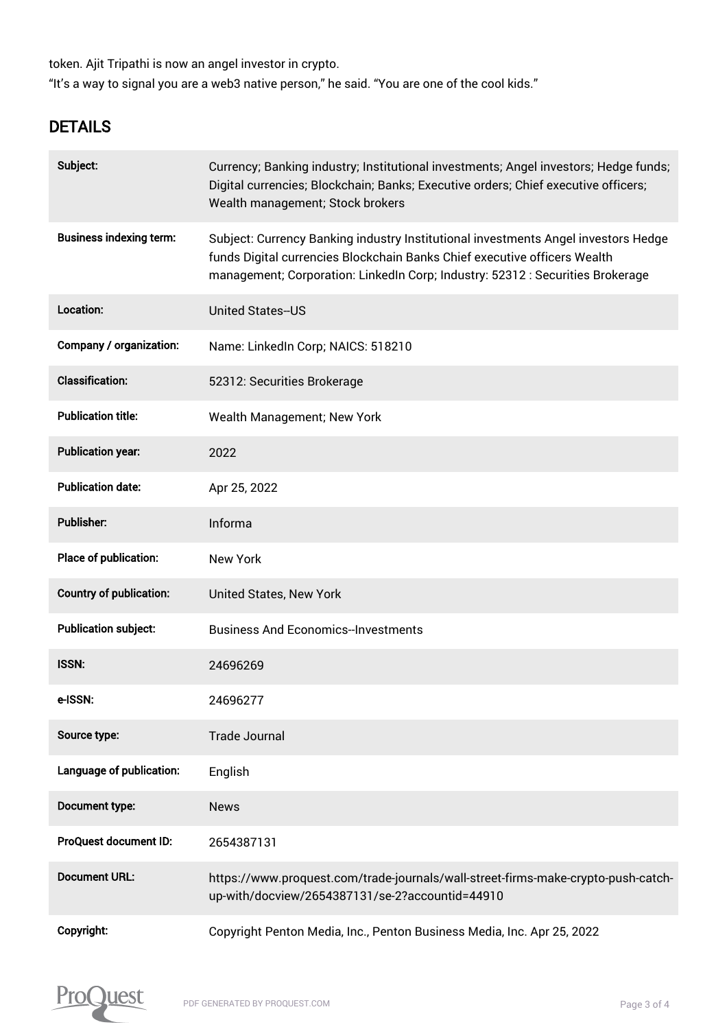token. Ajit Tripathi is now an angel investor in crypto.

"It's a way to signal you are a web3 native person," he said. "You are one of the cool kids."

## DETAILS

| | |
|---|---|
| Subject: | Currency; Banking industry; Institutional investments; Angel investors; Hedge funds; Digital currencies; Blockchain; Banks; Executive orders; Chief executive officers; Wealth management; Stock brokers |
| Business indexing term: | Subject: Currency Banking industry Institutional investments Angel investors Hedge funds Digital currencies Blockchain Banks Chief executive officers Wealth management; Corporation: LinkedIn Corp; Industry: 52312 : Securities Brokerage |
| Location: | United States--US |
| Company / organization: | Name: LinkedIn Corp; NAICS: 518210 |
| Classification: | 52312: Securities Brokerage |
| Publication title: | Wealth Management; New York |
| Publication year: | 2022 |
| Publication date: | Apr 25, 2022 |
| Publisher: | Informa |
| Place of publication: | New York |
| Country of publication: | United States, New York |
| Publication subject: | Business And Economics--Investments |
| ISSN: | 24696269 |
| e-ISSN: | 24696277 |
| Source type: | Trade Journal |
| Language of publication: | English |
| Document type: | News |
| ProQuest document ID: | 2654387131 |
| Document URL: | https://www.proquest.com/trade-journals/wall-street-firms-make-crypto-push-catch-up-with/docview/2654387131/se-2?accountid=44910 |
| Copyright: | Copyright Penton Media, Inc., Penton Business Media, Inc. Apr 25, 2022 |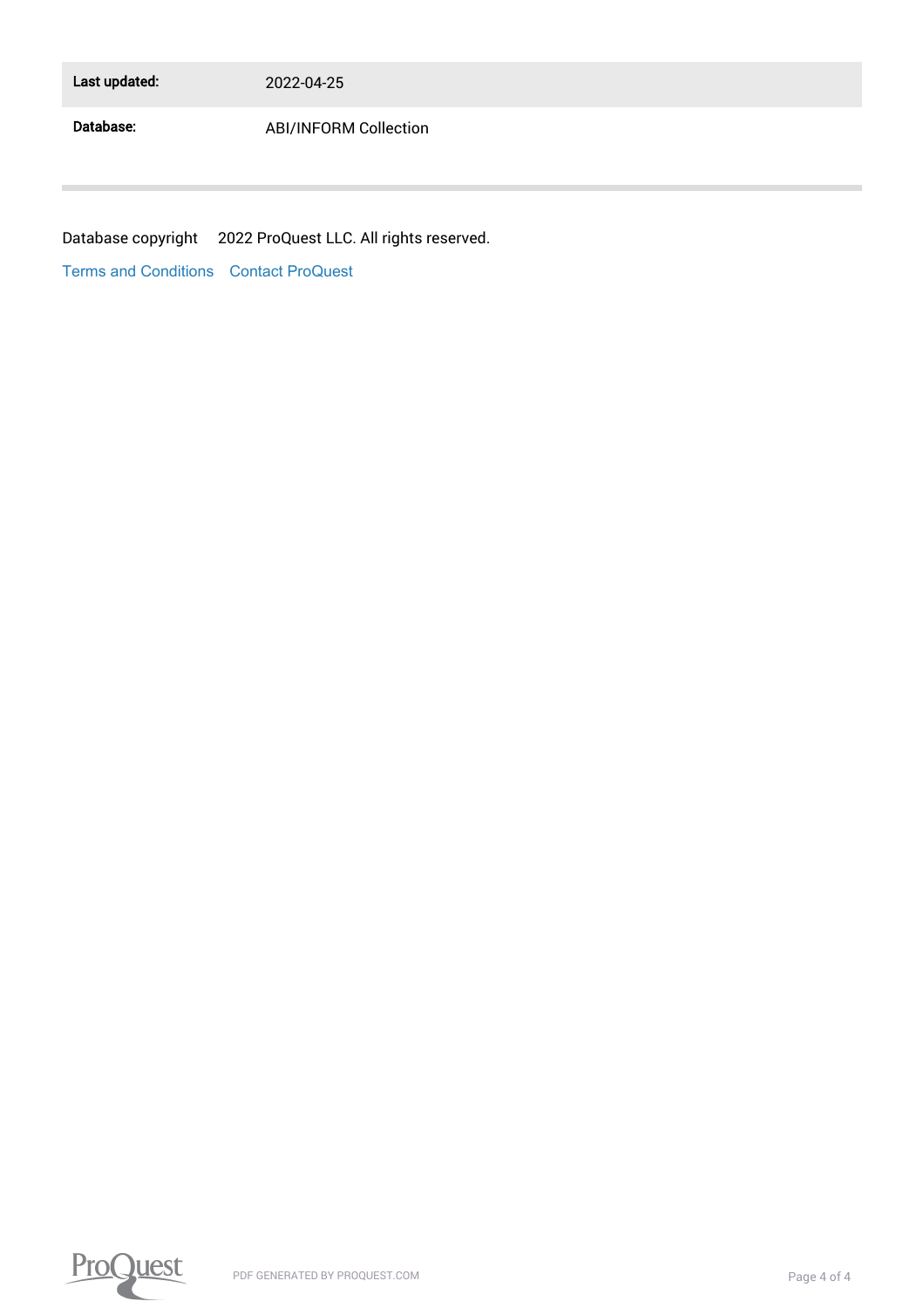| | |
|---|---|
| **Last updated:** | 2022-04-25 |
| **Database:** | ABI/INFORM Collection |

Database copyright 2022 ProQuest LLC. All rights reserved.

Terms and Conditions Contact ProQuest